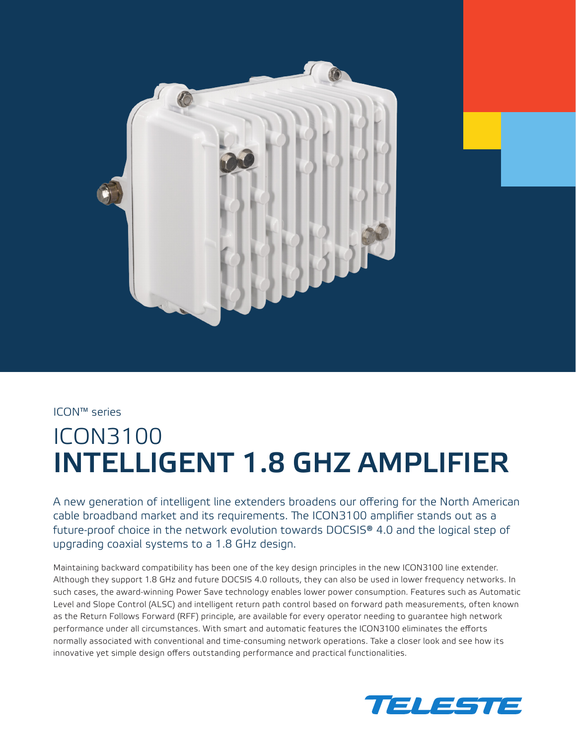ICON™ series

# ICON3100
# INTELLIGENT 1.8 GHZ AMPLIFIER

A new generation of intelligent line extenders broadens our offering for the North American cable broadband market and its requirements. The ICON3100 amplifier stands out as a future-proof choice in the network evolution towards DOCSIS® 4.0 and the logical step of upgrading coaxial systems to a 1.8 GHz design.

Maintaining backward compatibility has been one of the key design principles in the new ICON3100 line extender. Although they support 1.8 GHz and future DOCSIS 4.0 rollouts, they can also be used in lower frequency networks. In such cases, the award-winning Power Save technology enables lower power consumption. Features such as Automatic Level and Slope Control (ALSC) and intelligent return path control based on forward path measurements, often known as the Return Follows Forward (RFF) principle, are available for every operator needing to guarantee high network performance under all circumstances. With smart and automatic features the ICON3100 eliminates the efforts normally associated with conventional and time-consuming network operations. Take a closer look and see how its innovative yet simple design offers outstanding performance and practical functionalities.

TELESTE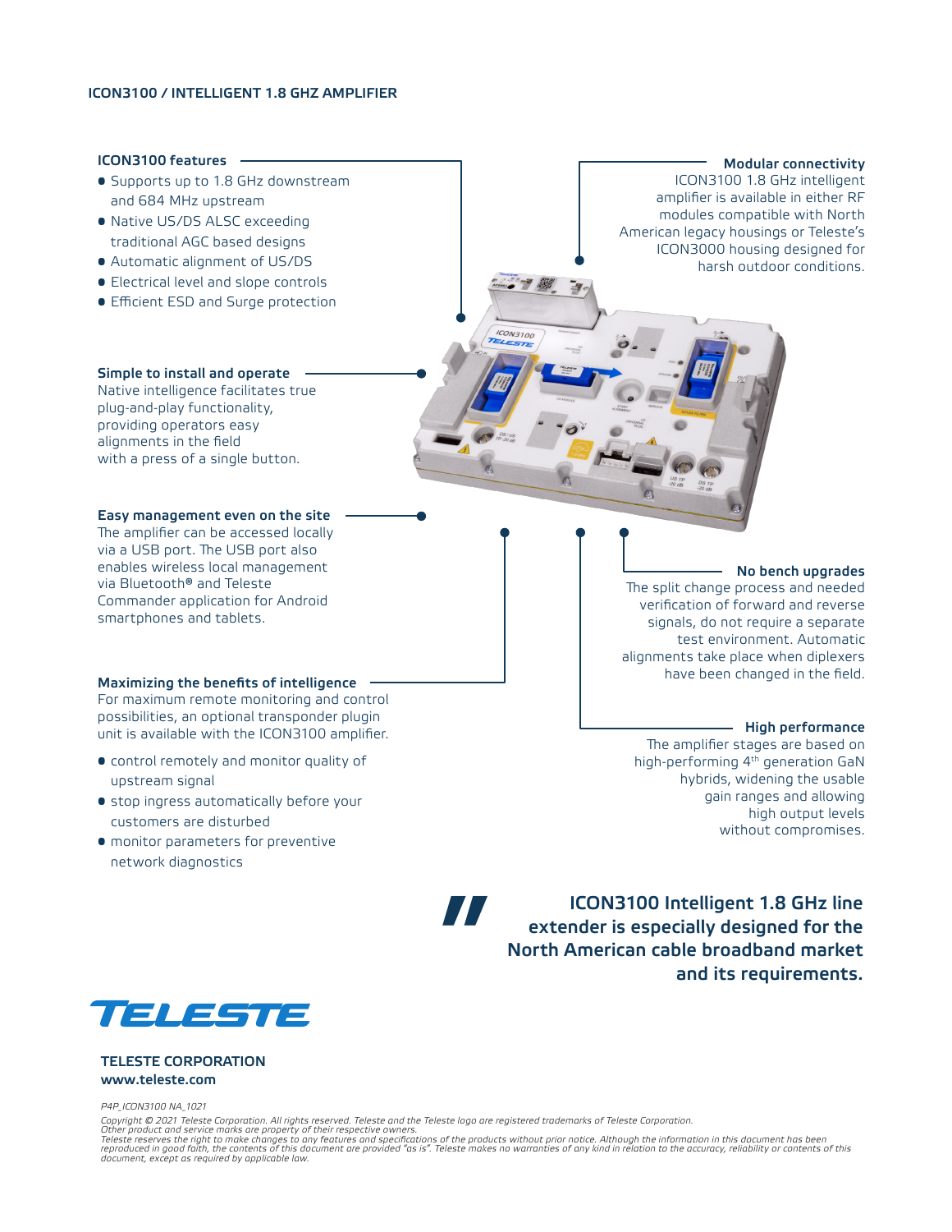# ICON3100 / INTELLIGENT 1.8 GHZ AMPLIFIER

### ICON3100 features

- Supports up to 1.8 GHz downstream and 684 MHz upstream
- Native US/DS ALSC exceeding traditional AGC based designs
- Automatic alignment of US/DS
- Electrical level and slope controls
- Efficient ESD and Surge protection

### Simple to install and operate

Native intelligence facilitates true plug-and-play functionality, providing operators easy alignments in the field with a press of a single button.

### Easy management even on the site

The amplifier can be accessed locally via a USB port. The USB port also enables wireless local management via Bluetooth® and Teleste Commander application for Android smartphones and tablets.

### Maximizing the benefits of intelligence

For maximum remote monitoring and control possibilities, an optional transponder plugin unit is available with the ICON3100 amplifier.

- control remotely and monitor quality of upstream signal
- stop ingress automatically before your customers are disturbed
- monitor parameters for preventive network diagnostics

### Modular connectivity

ICON3100 1.8 GHz intelligent amplifier is available in either RF modules compatible with North American legacy housings or Teleste's ICON3000 housing designed for harsh outdoor conditions.

### No bench upgrades

The split change process and needed verification of forward and reverse signals, do not require a separate test environment. Automatic alignments take place when diplexers have been changed in the field.

### High performance

The amplifier stages are based on high-performing 4th generation GaN hybrids, widening the usable gain ranges and allowing high output levels without compromises.

**"ICON3100 Intelligent 1.8 GHz line extender is especially designed for the North American cable broadband market and its requirements.**

TELESTE

**TELESTE CORPORATION**
**www.teleste.com**

*P4P_ICON3100 NA_1021*

*Copyright © 2021 Teleste Corporation. All rights reserved. Teleste and the Teleste logo are registered trademarks of Teleste Corporation. Other product and service marks are property of their respective owners. Teleste reserves the right to make changes to any features and specifications of the products without prior notice. Although the information in this document has been reproduced in good faith, the contents of this document are provided "as is". Teleste makes no warranties of any kind in relation to the accuracy, reliability or contents of this document, except as required by applicable law.*